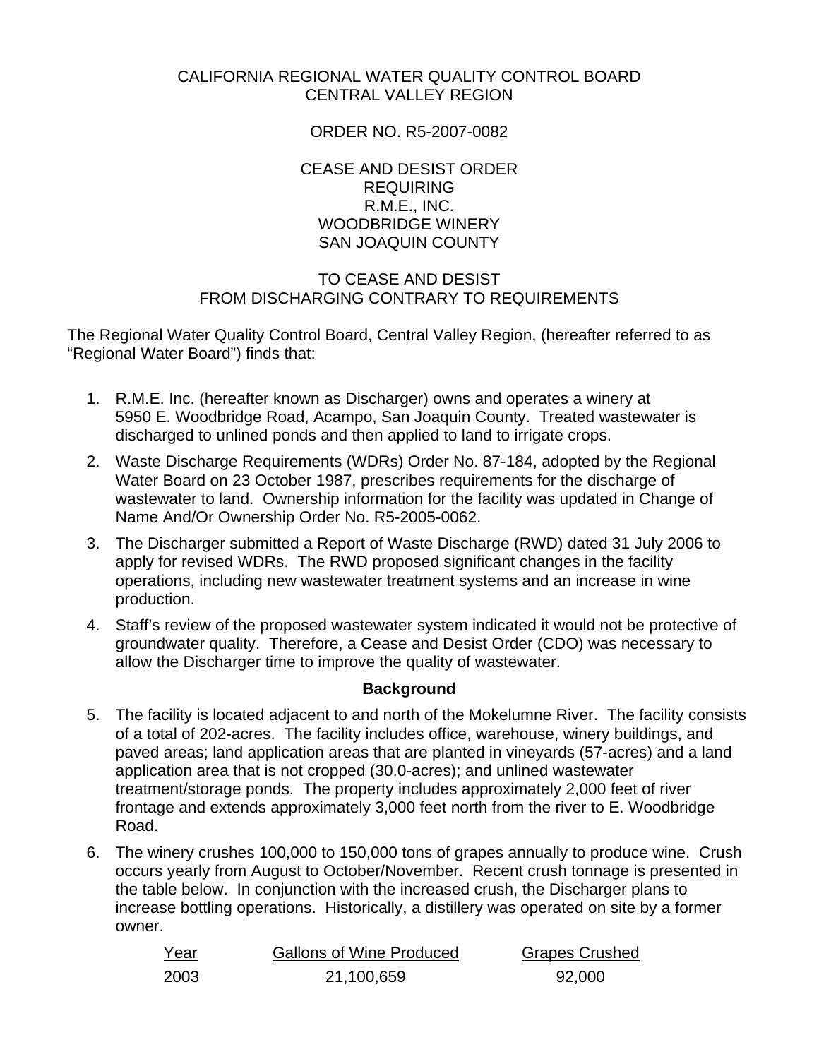CALIFORNIA REGIONAL WATER QUALITY CONTROL BOARD
CENTRAL VALLEY REGION

ORDER NO. R5-2007-0082

CEASE AND DESIST ORDER
REQUIRING
R.M.E., INC.
WOODBRIDGE WINERY
SAN JOAQUIN COUNTY

TO CEASE AND DESIST
FROM DISCHARGING CONTRARY TO REQUIREMENTS

The Regional Water Quality Control Board, Central Valley Region, (hereafter referred to as "Regional Water Board") finds that:

1. R.M.E. Inc. (hereafter known as Discharger) owns and operates a winery at 5950 E. Woodbridge Road, Acampo, San Joaquin County. Treated wastewater is discharged to unlined ponds and then applied to land to irrigate crops.
2. Waste Discharge Requirements (WDRs) Order No. 87-184, adopted by the Regional Water Board on 23 October 1987, prescribes requirements for the discharge of wastewater to land. Ownership information for the facility was updated in Change of Name And/Or Ownership Order No. R5-2005-0062.
3. The Discharger submitted a Report of Waste Discharge (RWD) dated 31 July 2006 to apply for revised WDRs. The RWD proposed significant changes in the facility operations, including new wastewater treatment systems and an increase in wine production.
4. Staff's review of the proposed wastewater system indicated it would not be protective of groundwater quality. Therefore, a Cease and Desist Order (CDO) was necessary to allow the Discharger time to improve the quality of wastewater.

**Background**

5. The facility is located adjacent to and north of the Mokelumne River. The facility consists of a total of 202-acres. The facility includes office, warehouse, winery buildings, and paved areas; land application areas that are planted in vineyards (57-acres) and a land application area that is not cropped (30.0-acres); and unlined wastewater treatment/storage ponds. The property includes approximately 2,000 feet of river frontage and extends approximately 3,000 feet north from the river to E. Woodbridge Road.
6. The winery crushes 100,000 to 150,000 tons of grapes annually to produce wine. Crush occurs yearly from August to October/November. Recent crush tonnage is presented in the table below. In conjunction with the increased crush, the Discharger plans to increase bottling operations. Historically, a distillery was operated on site by a former owner.

| Year | Gallons of Wine Produced | Grapes Crushed |
|---|---|---|
| 2003 | 21,100,659 | 92,000 |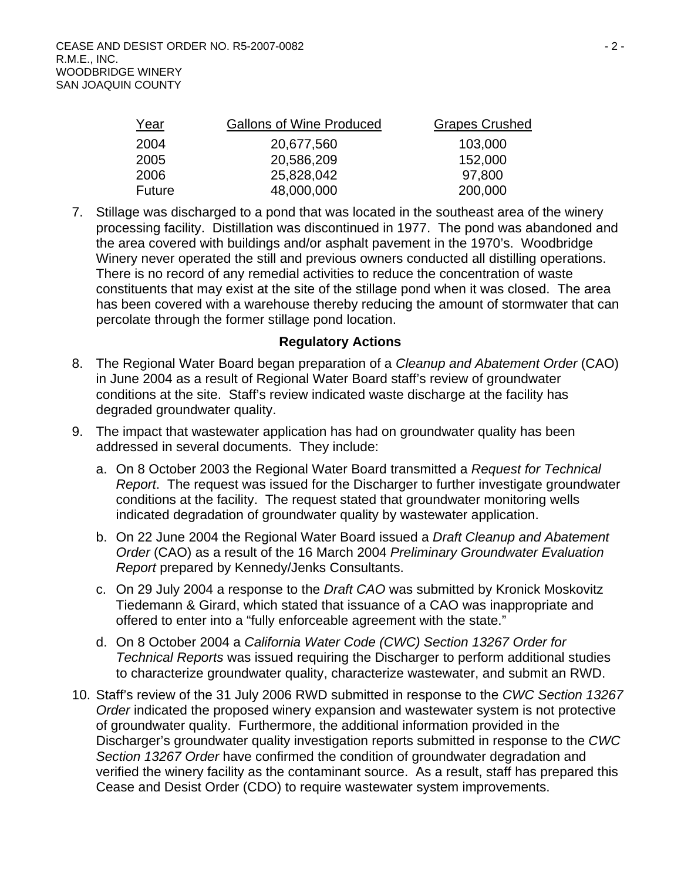| Year | Gallons of Wine Produced | Grapes Crushed |
|---|---|---|
| 2004 | 20,677,560 | 103,000 |
| 2005 | 20,586,209 | 152,000 |
| 2006 | 25,828,042 | 97,800 |
| Future | 48,000,000 | 200,000 |

7. Stillage was discharged to a pond that was located in the southeast area of the winery processing facility. Distillation was discontinued in 1977. The pond was abandoned and the area covered with buildings and/or asphalt pavement in the 1970's. Woodbridge Winery never operated the still and previous owners conducted all distilling operations. There is no record of any remedial activities to reduce the concentration of waste constituents that may exist at the site of the stillage pond when it was closed. The area has been covered with a warehouse thereby reducing the amount of stormwater that can percolate through the former stillage pond location.

**Regulatory Actions**

8. The Regional Water Board began preparation of a *Cleanup and Abatement Order* (CAO) in June 2004 as a result of Regional Water Board staff's review of groundwater conditions at the site. Staff's review indicated waste discharge at the facility has degraded groundwater quality.

9. The impact that wastewater application has had on groundwater quality has been addressed in several documents. They include:

   a. On 8 October 2003 the Regional Water Board transmitted a *Request for Technical Report*. The request was issued for the Discharger to further investigate groundwater conditions at the facility. The request stated that groundwater monitoring wells indicated degradation of groundwater quality by wastewater application.

   b. On 22 June 2004 the Regional Water Board issued a *Draft Cleanup and Abatement Order* (CAO) as a result of the 16 March 2004 *Preliminary Groundwater Evaluation Report* prepared by Kennedy/Jenks Consultants.

   c. On 29 July 2004 a response to the *Draft CAO* was submitted by Kronick Moskovitz Tiedemann & Girard, which stated that issuance of a CAO was inappropriate and offered to enter into a "fully enforceable agreement with the state."

   d. On 8 October 2004 a *California Water Code (CWC) Section 13267 Order for Technical Reports* was issued requiring the Discharger to perform additional studies to characterize groundwater quality, characterize wastewater, and submit an RWD.

10. Staff's review of the 31 July 2006 RWD submitted in response to the *CWC Section 13267 Order* indicated the proposed winery expansion and wastewater system is not protective of groundwater quality. Furthermore, the additional information provided in the Discharger's groundwater quality investigation reports submitted in response to the *CWC Section 13267 Order* have confirmed the condition of groundwater degradation and verified the winery facility as the contaminant source. As a result, staff has prepared this Cease and Desist Order (CDO) to require wastewater system improvements.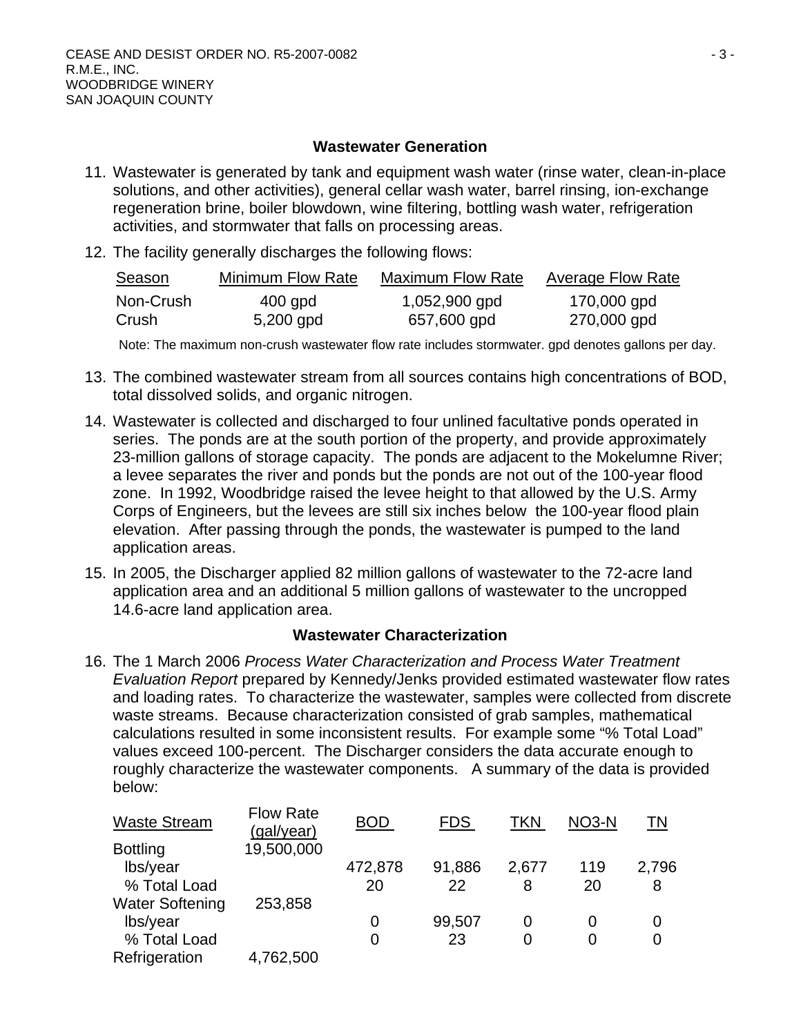### Wastewater Generation

11. Wastewater is generated by tank and equipment wash water (rinse water, clean-in-place solutions, and other activities), general cellar wash water, barrel rinsing, ion-exchange regeneration brine, boiler blowdown, wine filtering, bottling wash water, refrigeration activities, and stormwater that falls on processing areas.

12. The facility generally discharges the following flows:

| Season | Minimum Flow Rate | Maximum Flow Rate | Average Flow Rate |
|---|---|---|---|
| Non-Crush | 400 gpd | 1,052,900 gpd | 170,000 gpd |
| Crush | 5,200 gpd | 657,600 gpd | 270,000 gpd |

Note: The maximum non-crush wastewater flow rate includes stormwater. gpd denotes gallons per day.

13. The combined wastewater stream from all sources contains high concentrations of BOD, total dissolved solids, and organic nitrogen.

14. Wastewater is collected and discharged to four unlined facultative ponds operated in series. The ponds are at the south portion of the property, and provide approximately 23-million gallons of storage capacity. The ponds are adjacent to the Mokelumne River; a levee separates the river and ponds but the ponds are not out of the 100-year flood zone. In 1992, Woodbridge raised the levee height to that allowed by the U.S. Army Corps of Engineers, but the levees are still six inches below the 100-year flood plain elevation. After passing through the ponds, the wastewater is pumped to the land application areas.

15. In 2005, the Discharger applied 82 million gallons of wastewater to the 72-acre land application area and an additional 5 million gallons of wastewater to the uncropped 14.6-acre land application area.

### Wastewater Characterization

16. The 1 March 2006 *Process Water Characterization and Process Water Treatment Evaluation Report* prepared by Kennedy/Jenks provided estimated wastewater flow rates and loading rates. To characterize the wastewater, samples were collected from discrete waste streams. Because characterization consisted of grab samples, mathematical calculations resulted in some inconsistent results. For example some "% Total Load" values exceed 100-percent. The Discharger considers the data accurate enough to roughly characterize the wastewater components. A summary of the data is provided below:

| Waste Stream | Flow Rate (gal/year) | BOD | FDS | TKN | NO3-N | TN |
|---|---|---|---|---|---|---|
| Bottling | 19,500,000 | | | | | |
| lbs/year | | 472,878 | 91,886 | 2,677 | 119 | 2,796 |
| % Total Load | | 20 | 22 | 8 | 20 | 8 |
| Water Softening | 253,858 | | | | | |
| lbs/year | | 0 | 99,507 | 0 | 0 | 0 |
| % Total Load | | 0 | 23 | 0 | 0 | 0 |
| Refrigeration | 4,762,500 | | | | | |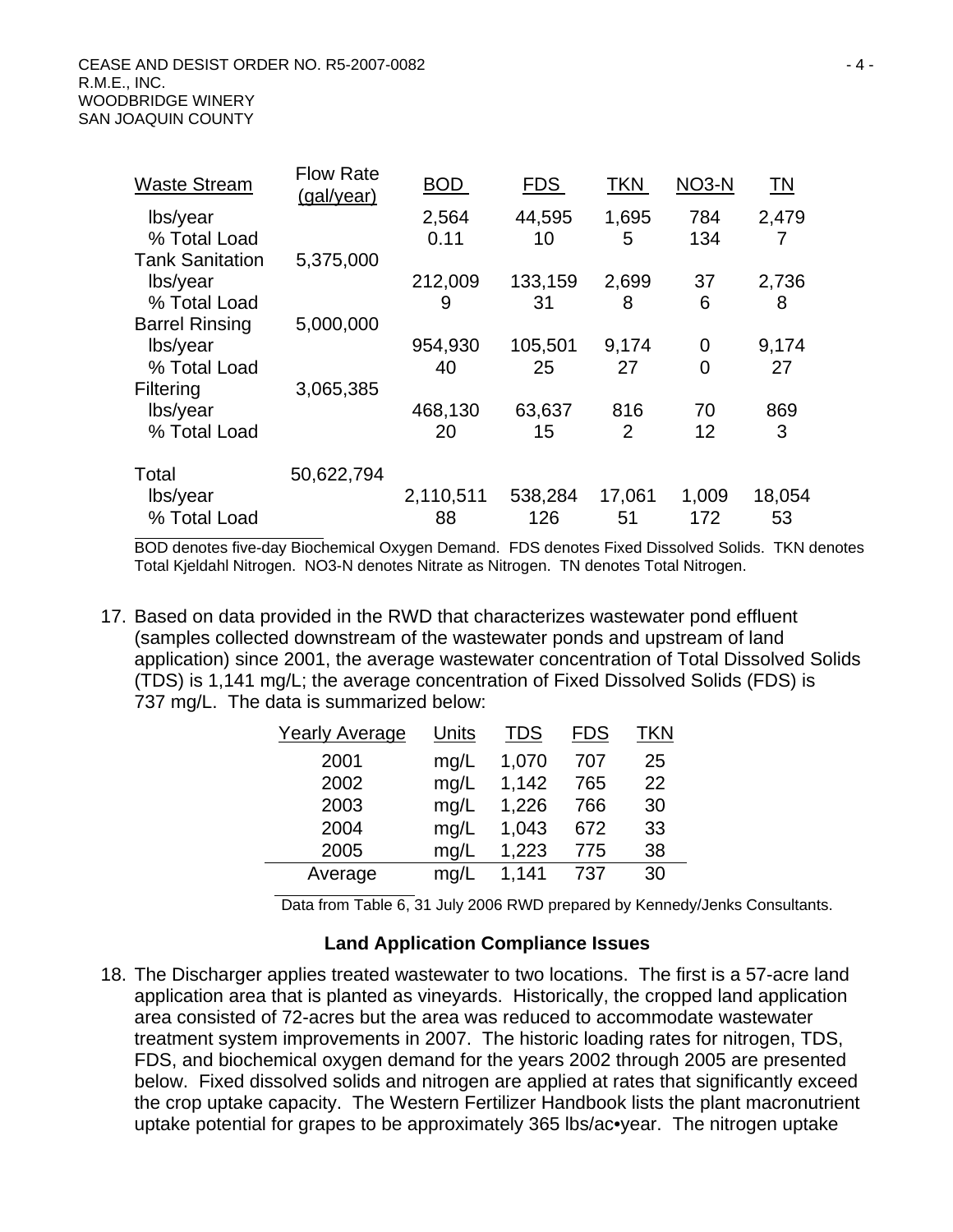| Waste Stream | Flow Rate (gal/year) | BOD | FDS | TKN | NO3-N | TN |
|---|---|---|---|---|---|---|
| lbs/year | | 2,564 | 44,595 | 1,695 | 784 | 2,479 |
| % Total Load | | 0.11 | 10 | 5 | 134 | 7 |
| Tank Sanitation | 5,375,000 | | | | | |
| lbs/year | | 212,009 | 133,159 | 2,699 | 37 | 2,736 |
| % Total Load | | 9 | 31 | 8 | 6 | 8 |
| Barrel Rinsing | 5,000,000 | | | | | |
| lbs/year | | 954,930 | 105,501 | 9,174 | 0 | 9,174 |
| % Total Load | | 40 | 25 | 27 | 0 | 27 |
| Filtering | 3,065,385 | | | | | |
| lbs/year | | 468,130 | 63,637 | 816 | 70 | 869 |
| % Total Load | | 20 | 15 | 2 | 12 | 3 |
| Total | 50,622,794 | | | | | |
| lbs/year | | 2,110,511 | 538,284 | 17,061 | 1,009 | 18,054 |
| % Total Load | | 88 | 126 | 51 | 172 | 53 |

BOD denotes five-day Biochemical Oxygen Demand. FDS denotes Fixed Dissolved Solids. TKN denotes Total Kjeldahl Nitrogen. NO3-N denotes Nitrate as Nitrogen. TN denotes Total Nitrogen.

17. Based on data provided in the RWD that characterizes wastewater pond effluent (samples collected downstream of the wastewater ponds and upstream of land application) since 2001, the average wastewater concentration of Total Dissolved Solids (TDS) is 1,141 mg/L; the average concentration of Fixed Dissolved Solids (FDS) is 737 mg/L. The data is summarized below:

| Yearly Average | Units | TDS | FDS | TKN |
|---|---|---|---|---|
| 2001 | mg/L | 1,070 | 707 | 25 |
| 2002 | mg/L | 1,142 | 765 | 22 |
| 2003 | mg/L | 1,226 | 766 | 30 |
| 2004 | mg/L | 1,043 | 672 | 33 |
| 2005 | mg/L | 1,223 | 775 | 38 |
| Average | mg/L | 1,141 | 737 | 30 |

Data from Table 6, 31 July 2006 RWD prepared by Kennedy/Jenks Consultants.

### Land Application Compliance Issues

18. The Discharger applies treated wastewater to two locations. The first is a 57-acre land application area that is planted as vineyards. Historically, the cropped land application area consisted of 72-acres but the area was reduced to accommodate wastewater treatment system improvements in 2007. The historic loading rates for nitrogen, TDS, FDS, and biochemical oxygen demand for the years 2002 through 2005 are presented below. Fixed dissolved solids and nitrogen are applied at rates that significantly exceed the crop uptake capacity. The Western Fertilizer Handbook lists the plant macronutrient uptake potential for grapes to be approximately 365 lbs/ac•year. The nitrogen uptake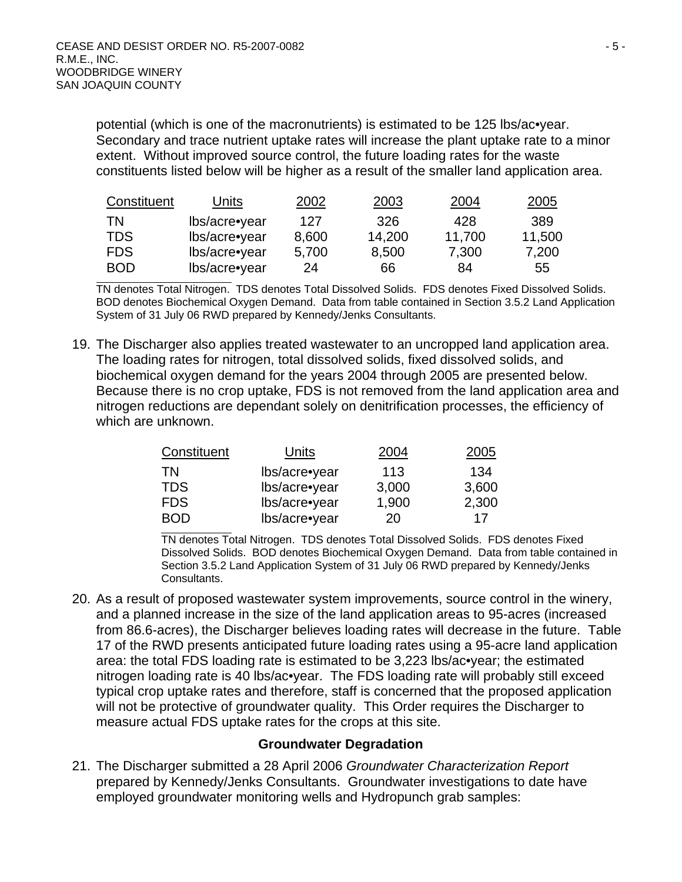potential (which is one of the macronutrients) is estimated to be 125 lbs/ac•year. Secondary and trace nutrient uptake rates will increase the plant uptake rate to a minor extent. Without improved source control, the future loading rates for the waste constituents listed below will be higher as a result of the smaller land application area.

| Constituent | Units | 2002 | 2003 | 2004 | 2005 |
|---|---|---|---|---|---|
| TN | lbs/acre•year | 127 | 326 | 428 | 389 |
| TDS | lbs/acre•year | 8,600 | 14,200 | 11,700 | 11,500 |
| FDS | lbs/acre•year | 5,700 | 8,500 | 7,300 | 7,200 |
| BOD | lbs/acre•year | 24 | 66 | 84 | 55 |

TN denotes Total Nitrogen. TDS denotes Total Dissolved Solids. FDS denotes Fixed Dissolved Solids. BOD denotes Biochemical Oxygen Demand. Data from table contained in Section 3.5.2 Land Application System of 31 July 06 RWD prepared by Kennedy/Jenks Consultants.

19. The Discharger also applies treated wastewater to an uncropped land application area. The loading rates for nitrogen, total dissolved solids, fixed dissolved solids, and biochemical oxygen demand for the years 2004 through 2005 are presented below. Because there is no crop uptake, FDS is not removed from the land application area and nitrogen reductions are dependant solely on denitrification processes, the efficiency of which are unknown.

| Constituent | Units | 2004 | 2005 |
|---|---|---|---|
| TN | lbs/acre•year | 113 | 134 |
| TDS | lbs/acre•year | 3,000 | 3,600 |
| FDS | lbs/acre•year | 1,900 | 2,300 |
| BOD | lbs/acre•year | 20 | 17 |

TN denotes Total Nitrogen. TDS denotes Total Dissolved Solids. FDS denotes Fixed Dissolved Solids. BOD denotes Biochemical Oxygen Demand. Data from table contained in Section 3.5.2 Land Application System of 31 July 06 RWD prepared by Kennedy/Jenks Consultants.

20. As a result of proposed wastewater system improvements, source control in the winery, and a planned increase in the size of the land application areas to 95-acres (increased from 86.6-acres), the Discharger believes loading rates will decrease in the future. Table 17 of the RWD presents anticipated future loading rates using a 95-acre land application area: the total FDS loading rate is estimated to be 3,223 lbs/ac•year; the estimated nitrogen loading rate is 40 lbs/ac•year. The FDS loading rate will probably still exceed typical crop uptake rates and therefore, staff is concerned that the proposed application will not be protective of groundwater quality. This Order requires the Discharger to measure actual FDS uptake rates for the crops at this site.

**Groundwater Degradation**

21. The Discharger submitted a 28 April 2006 *Groundwater Characterization Report* prepared by Kennedy/Jenks Consultants. Groundwater investigations to date have employed groundwater monitoring wells and Hydropunch grab samples: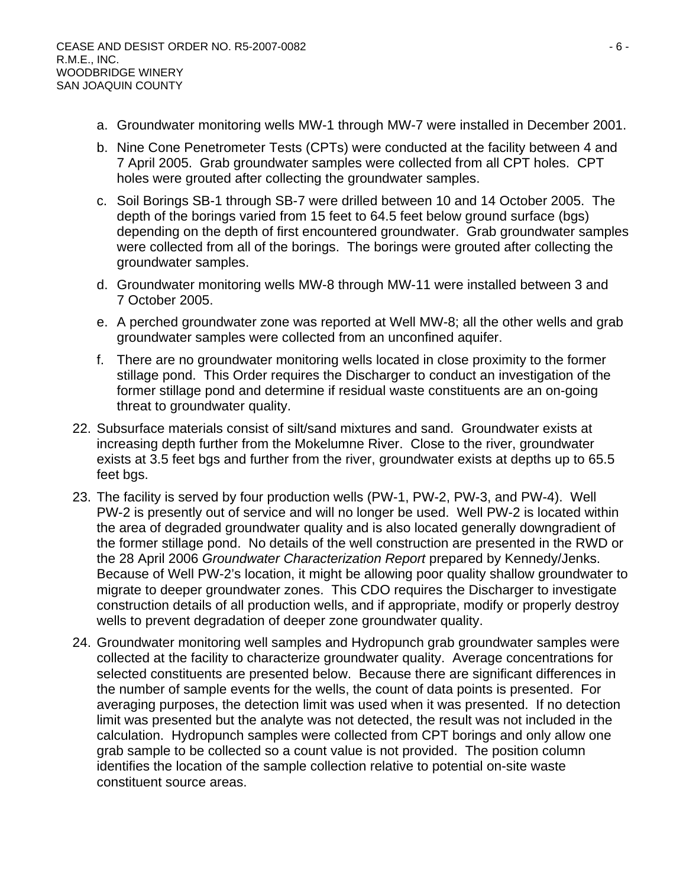a. Groundwater monitoring wells MW-1 through MW-7 were installed in December 2001.

b. Nine Cone Penetrometer Tests (CPTs) were conducted at the facility between 4 and 7 April 2005. Grab groundwater samples were collected from all CPT holes. CPT holes were grouted after collecting the groundwater samples.

c. Soil Borings SB-1 through SB-7 were drilled between 10 and 14 October 2005. The depth of the borings varied from 15 feet to 64.5 feet below ground surface (bgs) depending on the depth of first encountered groundwater. Grab groundwater samples were collected from all of the borings. The borings were grouted after collecting the groundwater samples.

d. Groundwater monitoring wells MW-8 through MW-11 were installed between 3 and 7 October 2005.

e. A perched groundwater zone was reported at Well MW-8; all the other wells and grab groundwater samples were collected from an unconfined aquifer.

f. There are no groundwater monitoring wells located in close proximity to the former stillage pond. This Order requires the Discharger to conduct an investigation of the former stillage pond and determine if residual waste constituents are an on-going threat to groundwater quality.

22. Subsurface materials consist of silt/sand mixtures and sand. Groundwater exists at increasing depth further from the Mokelumne River. Close to the river, groundwater exists at 3.5 feet bgs and further from the river, groundwater exists at depths up to 65.5 feet bgs.

23. The facility is served by four production wells (PW-1, PW-2, PW-3, and PW-4). Well PW-2 is presently out of service and will no longer be used. Well PW-2 is located within the area of degraded groundwater quality and is also located generally downgradient of the former stillage pond. No details of the well construction are presented in the RWD or the 28 April 2006 *Groundwater Characterization Report* prepared by Kennedy/Jenks. Because of Well PW-2's location, it might be allowing poor quality shallow groundwater to migrate to deeper groundwater zones. This CDO requires the Discharger to investigate construction details of all production wells, and if appropriate, modify or properly destroy wells to prevent degradation of deeper zone groundwater quality.

24. Groundwater monitoring well samples and Hydropunch grab groundwater samples were collected at the facility to characterize groundwater quality. Average concentrations for selected constituents are presented below. Because there are significant differences in the number of sample events for the wells, the count of data points is presented. For averaging purposes, the detection limit was used when it was presented. If no detection limit was presented but the analyte was not detected, the result was not included in the calculation. Hydropunch samples were collected from CPT borings and only allow one grab sample to be collected so a count value is not provided. The position column identifies the location of the sample collection relative to potential on-site waste constituent source areas.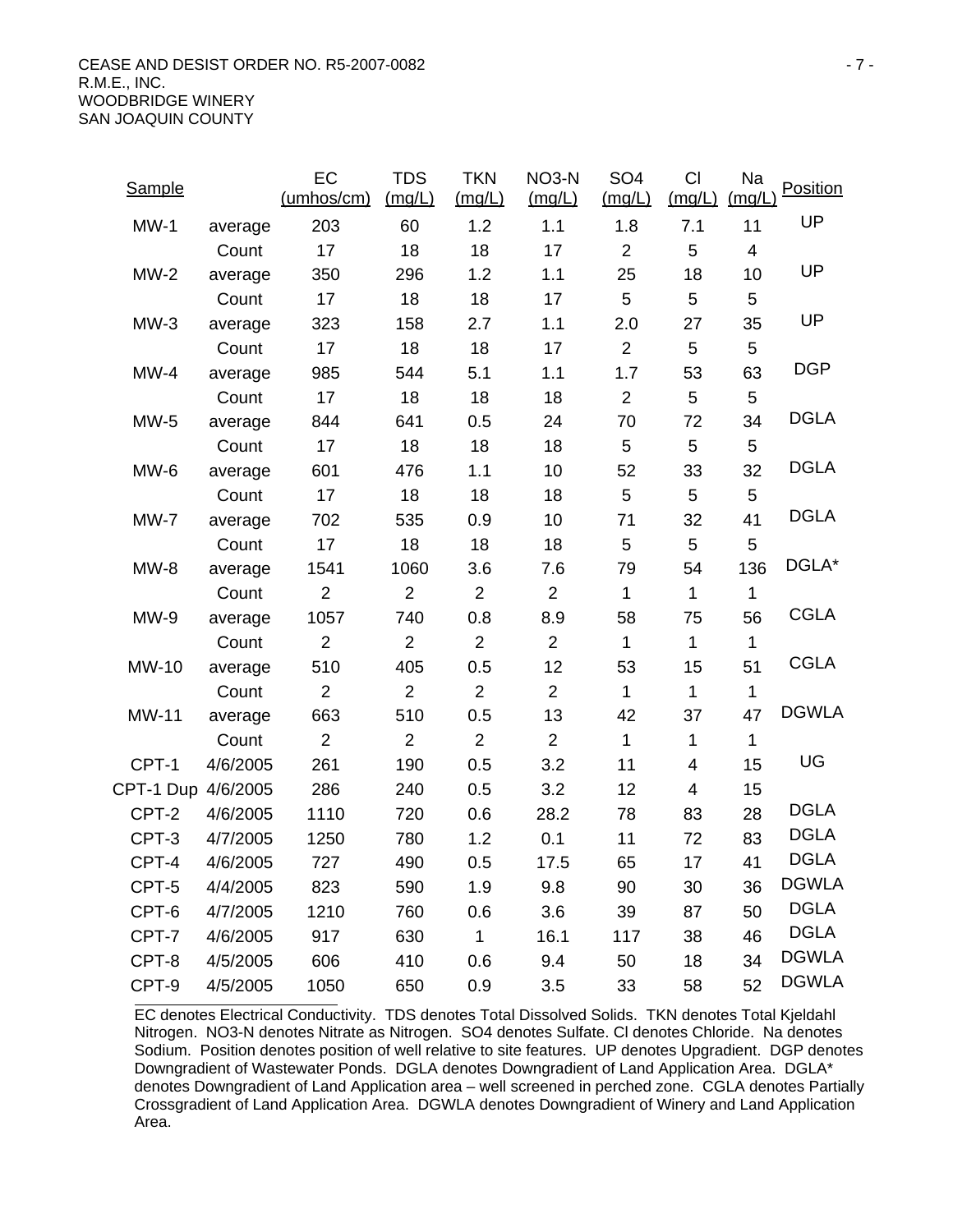| Sample | | EC (umhos/cm) | TDS (mg/L) | TKN (mg/L) | NO3-N (mg/L) | SO4 (mg/L) | Cl (mg/L) | Na (mg/L) | Position |
|---|---|---|---|---|---|---|---|---|---|
| MW-1 | average | 203 | 60 | 1.2 | 1.1 | 1.8 | 7.1 | 11 | UP |
| | Count | 17 | 18 | 18 | 17 | 2 | 5 | 4 | |
| MW-2 | average | 350 | 296 | 1.2 | 1.1 | 25 | 18 | 10 | UP |
| | Count | 17 | 18 | 18 | 17 | 5 | 5 | 5 | |
| MW-3 | average | 323 | 158 | 2.7 | 1.1 | 2.0 | 27 | 35 | UP |
| | Count | 17 | 18 | 18 | 17 | 2 | 5 | 5 | |
| MW-4 | average | 985 | 544 | 5.1 | 1.1 | 1.7 | 53 | 63 | DGP |
| | Count | 17 | 18 | 18 | 18 | 2 | 5 | 5 | |
| MW-5 | average | 844 | 641 | 0.5 | 24 | 70 | 72 | 34 | DGLA |
| | Count | 17 | 18 | 18 | 18 | 5 | 5 | 5 | |
| MW-6 | average | 601 | 476 | 1.1 | 10 | 52 | 33 | 32 | DGLA |
| | Count | 17 | 18 | 18 | 18 | 5 | 5 | 5 | |
| MW-7 | average | 702 | 535 | 0.9 | 10 | 71 | 32 | 41 | DGLA |
| | Count | 17 | 18 | 18 | 18 | 5 | 5 | 5 | |
| MW-8 | average | 1541 | 1060 | 3.6 | 7.6 | 79 | 54 | 136 | DGLA* |
| | Count | 2 | 2 | 2 | 2 | 1 | 1 | 1 | |
| MW-9 | average | 1057 | 740 | 0.8 | 8.9 | 58 | 75 | 56 | CGLA |
| | Count | 2 | 2 | 2 | 2 | 1 | 1 | 1 | |
| MW-10 | average | 510 | 405 | 0.5 | 12 | 53 | 15 | 51 | CGLA |
| | Count | 2 | 2 | 2 | 2 | 1 | 1 | 1 | |
| MW-11 | average | 663 | 510 | 0.5 | 13 | 42 | 37 | 47 | DGWLA |
| | Count | 2 | 2 | 2 | 2 | 1 | 1 | 1 | |
| CPT-1 | 4/6/2005 | 261 | 190 | 0.5 | 3.2 | 11 | 4 | 15 | UG |
| CPT-1 Dup | 4/6/2005 | 286 | 240 | 0.5 | 3.2 | 12 | 4 | 15 | |
| CPT-2 | 4/6/2005 | 1110 | 720 | 0.6 | 28.2 | 78 | 83 | 28 | DGLA |
| CPT-3 | 4/7/2005 | 1250 | 780 | 1.2 | 0.1 | 11 | 72 | 83 | DGLA |
| CPT-4 | 4/6/2005 | 727 | 490 | 0.5 | 17.5 | 65 | 17 | 41 | DGLA |
| CPT-5 | 4/4/2005 | 823 | 590 | 1.9 | 9.8 | 90 | 30 | 36 | DGWLA |
| CPT-6 | 4/7/2005 | 1210 | 760 | 0.6 | 3.6 | 39 | 87 | 50 | DGLA |
| CPT-7 | 4/6/2005 | 917 | 630 | 1 | 16.1 | 117 | 38 | 46 | DGLA |
| CPT-8 | 4/5/2005 | 606 | 410 | 0.6 | 9.4 | 50 | 18 | 34 | DGWLA |
| CPT-9 | 4/5/2005 | 1050 | 650 | 0.9 | 3.5 | 33 | 58 | 52 | DGWLA |

EC denotes Electrical Conductivity. TDS denotes Total Dissolved Solids. TKN denotes Total Kjeldahl Nitrogen. NO3-N denotes Nitrate as Nitrogen. SO4 denotes Sulfate. Cl denotes Chloride. Na denotes Sodium. Position denotes position of well relative to site features. UP denotes Upgradient. DGP denotes Downgradient of Wastewater Ponds. DGLA denotes Downgradient of Land Application area. DGLA* denotes Downgradient of Land Application area – well screened in perched zone. CGLA denotes Partially Crossgradient of Land Application Area. DGWLA denotes Downgradient of Winery and Land Application Area.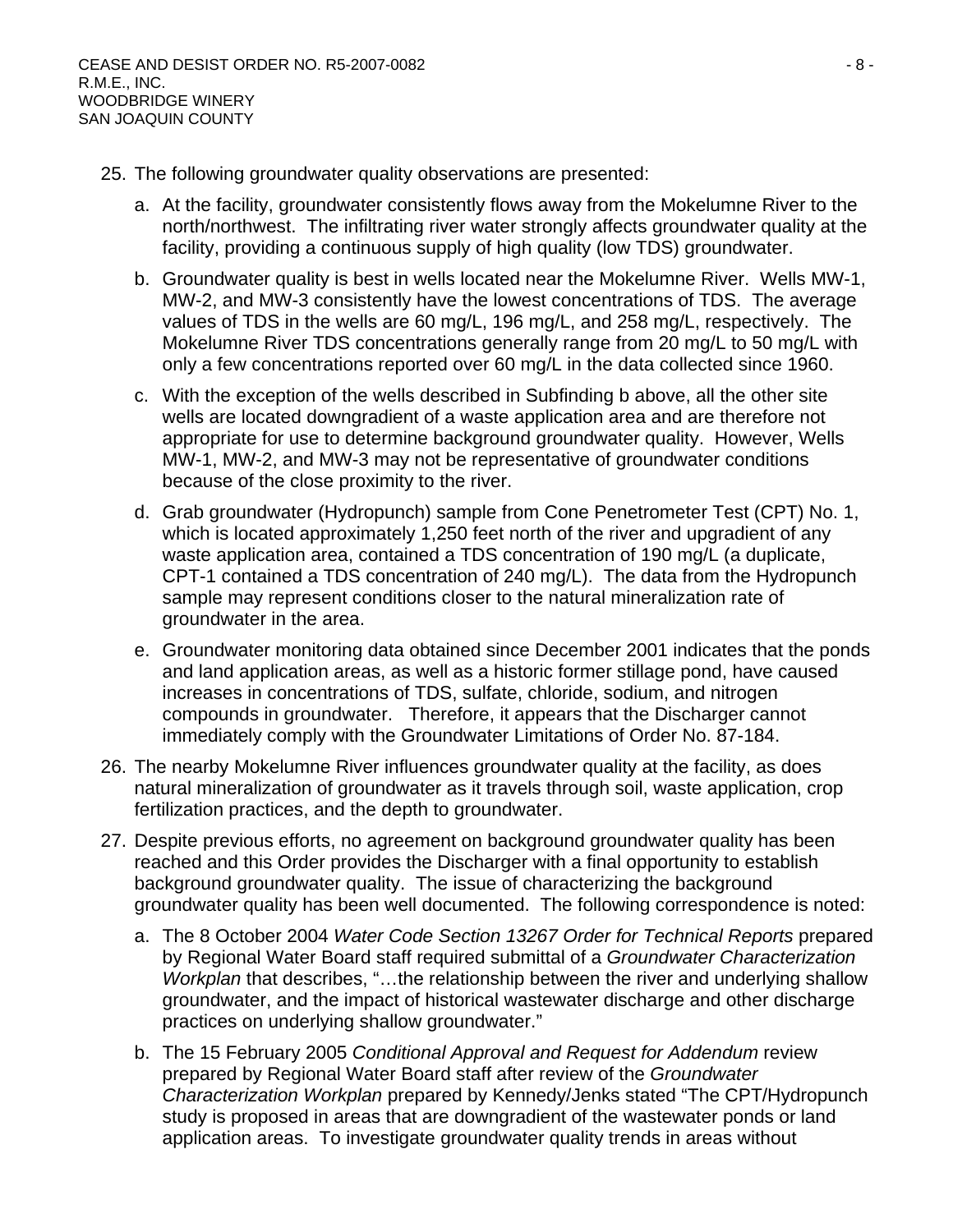25. The following groundwater quality observations are presented:

    a. At the facility, groundwater consistently flows away from the Mokelumne River to the north/northwest. The infiltrating river water strongly affects groundwater quality at the facility, providing a continuous supply of high quality (low TDS) groundwater.

    b. Groundwater quality is best in wells located near the Mokelumne River. Wells MW-1, MW-2, and MW-3 consistently have the lowest concentrations of TDS. The average values of TDS in the wells are 60 mg/L, 196 mg/L, and 258 mg/L, respectively. The Mokelumne River TDS concentrations generally range from 20 mg/L to 50 mg/L with only a few concentrations reported over 60 mg/L in the data collected since 1960.

    c. With the exception of the wells described in Subfinding b above, all the other site wells are located downgradient of a waste application area and are therefore not appropriate for use to determine background groundwater quality. However, Wells MW-1, MW-2, and MW-3 may not be representative of groundwater conditions because of the close proximity to the river.

    d. Grab groundwater (Hydropunch) sample from Cone Penetrometer Test (CPT) No. 1, which is located approximately 1,250 feet north of the river and upgradient of any waste application area, contained a TDS concentration of 190 mg/L (a duplicate, CPT-1 contained a TDS concentration of 240 mg/L). The data from the Hydropunch sample may represent conditions closer to the natural mineralization rate of groundwater in the area.

    e. Groundwater monitoring data obtained since December 2001 indicates that the ponds and land application areas, as well as a historic former stillage pond, have caused increases in concentrations of TDS, sulfate, chloride, sodium, and nitrogen compounds in groundwater. Therefore, it appears that the Discharger cannot immediately comply with the Groundwater Limitations of Order No. 87-184.

26. The nearby Mokelumne River influences groundwater quality at the facility, as does natural mineralization of groundwater as it travels through soil, waste application, crop fertilization practices, and the depth to groundwater.

27. Despite previous efforts, no agreement on background groundwater quality has been reached and this Order provides the Discharger with a final opportunity to establish background groundwater quality. The issue of characterizing the background groundwater quality has been well documented. The following correspondence is noted:

    a. The 8 October 2004 *Water Code Section 13267 Order for Technical Reports* prepared by Regional Water Board staff required submittal of a *Groundwater Characterization Workplan* that describes, "…the relationship between the river and underlying shallow groundwater, and the impact of historical wastewater discharge and other discharge practices on underlying shallow groundwater."

    b. The 15 February 2005 *Conditional Approval and Request for Addendum* review prepared by Regional Water Board staff after review of the *Groundwater Characterization Workplan* prepared by Kennedy/Jenks stated "The CPT/Hydropunch study is proposed in areas that are downgradient of the wastewater ponds or land application areas. To investigate groundwater quality trends in areas without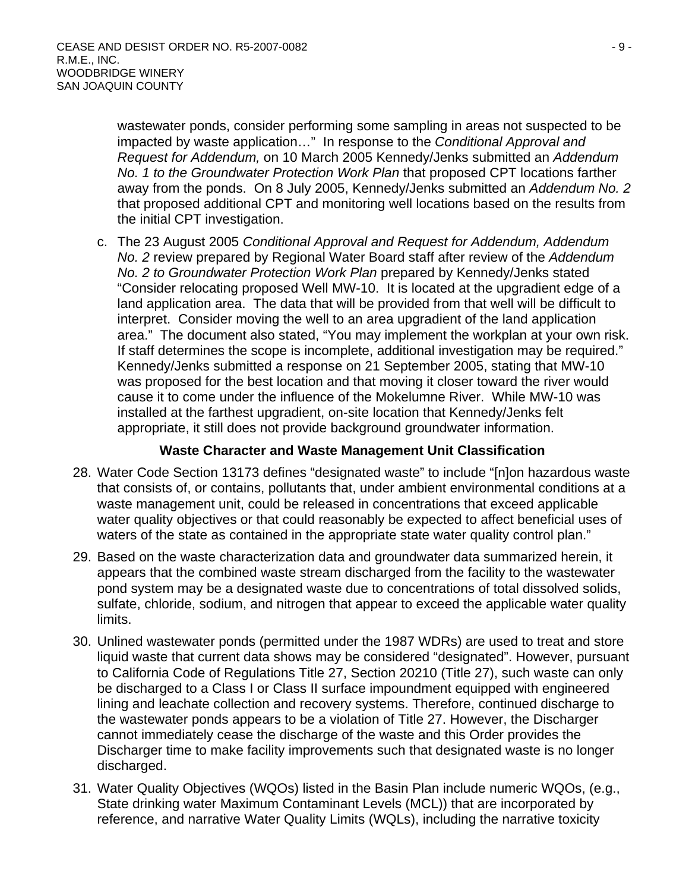wastewater ponds, consider performing some sampling in areas not suspected to be impacted by waste application…" In response to the *Conditional Approval and Request for Addendum,* on 10 March 2005 Kennedy/Jenks submitted an *Addendum No. 1 to the Groundwater Protection Work Plan* that proposed CPT locations farther away from the ponds. On 8 July 2005, Kennedy/Jenks submitted an *Addendum No. 2* that proposed additional CPT and monitoring well locations based on the results from the initial CPT investigation.

c. The 23 August 2005 *Conditional Approval and Request for Addendum, Addendum No. 2* review prepared by Regional Water Board staff after review of the *Addendum No. 2 to Groundwater Protection Work Plan* prepared by Kennedy/Jenks stated "Consider relocating proposed Well MW-10. It is located at the upgradient edge of a land application area. The data that will be provided from that well will be difficult to interpret. Consider moving the well to an area upgradient of the land application area." The document also stated, "You may implement the workplan at your own risk. If staff determines the scope is incomplete, additional investigation may be required." Kennedy/Jenks submitted a response on 21 September 2005, stating that MW-10 was proposed for the best location and that moving it closer toward the river would cause it to come under the influence of the Mokelumne River. While MW-10 was installed at the farthest upgradient, on-site location that Kennedy/Jenks felt appropriate, it still does not provide background groundwater information.

**Waste Character and Waste Management Unit Classification**

28. Water Code Section 13173 defines "designated waste" to include "[n]on hazardous waste that consists of, or contains, pollutants that, under ambient environmental conditions at a waste management unit, could be released in concentrations that exceed applicable water quality objectives or that could reasonably be expected to affect beneficial uses of waters of the state as contained in the appropriate state water quality control plan."

29. Based on the waste characterization data and groundwater data summarized herein, it appears that the combined waste stream discharged from the facility to the wastewater pond system may be a designated waste due to concentrations of total dissolved solids, sulfate, chloride, sodium, and nitrogen that appear to exceed the applicable water quality limits.

30. Unlined wastewater ponds (permitted under the 1987 WDRs) are used to treat and store liquid waste that current data shows may be considered "designated". However, pursuant to California Code of Regulations Title 27, Section 20210 (Title 27), such waste can only be discharged to a Class I or Class II surface impoundment equipped with engineered lining and leachate collection and recovery systems. Therefore, continued discharge to the wastewater ponds appears to be a violation of Title 27. However, the Discharger cannot immediately cease the discharge of the waste and this Order provides the Discharger time to make facility improvements such that designated waste is no longer discharged.

31. Water Quality Objectives (WQOs) listed in the Basin Plan include numeric WQOs, (e.g., State drinking water Maximum Contaminant Levels (MCL)) that are incorporated by reference, and narrative Water Quality Limits (WQLs), including the narrative toxicity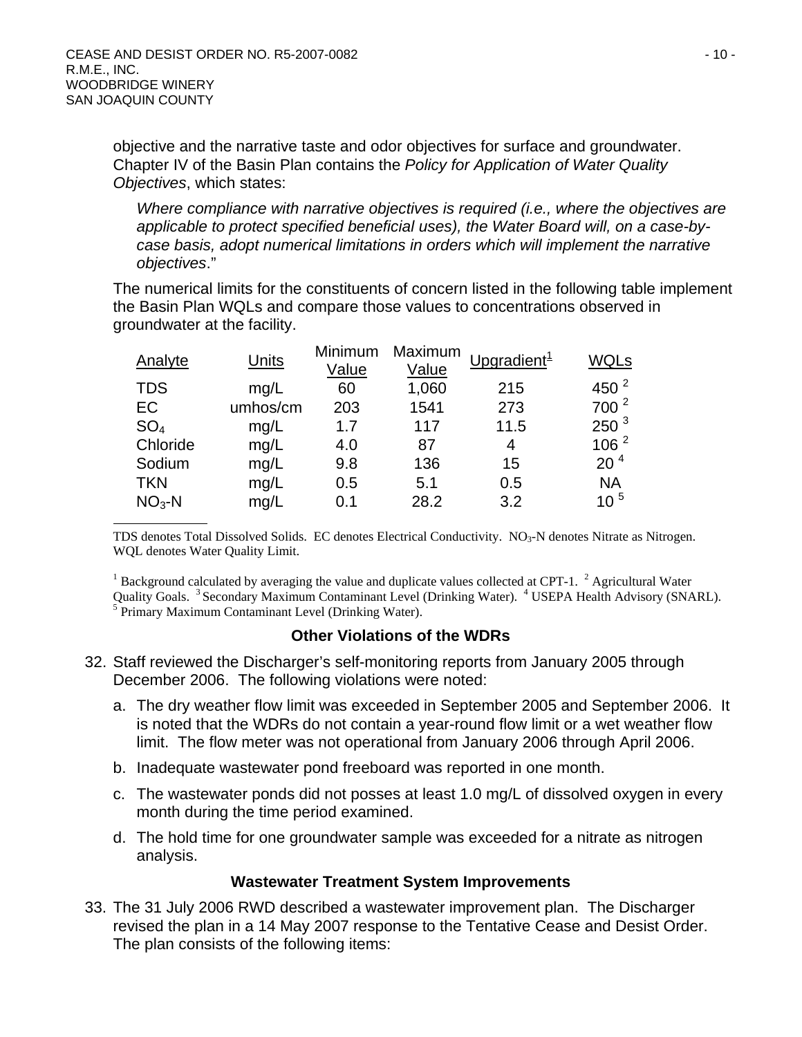objective and the narrative taste and odor objectives for surface and groundwater. Chapter IV of the Basin Plan contains the *Policy for Application of Water Quality Objectives*, which states:

> *Where compliance with narrative objectives is required (i.e., where the objectives are applicable to protect specified beneficial uses), the Water Board will, on a case-by-case basis, adopt numerical limitations in orders which will implement the narrative objectives*."

The numerical limits for the constituents of concern listed in the following table implement the Basin Plan WQLs and compare those values to concentrations observed in groundwater at the facility.

| Analyte | Units | Minimum Value | Maximum Value | Upgradient[1] | WQLs |
|---|---|---|---|---|---|
| TDS | mg/L | 60 | 1,060 | 215 | 450 [2] |
| EC | umhos/cm | 203 | 1541 | 273 | 700 [2] |
| $SO_4$ | mg/L | 1.7 | 117 | 11.5 | 250 [3] |
| Chloride | mg/L | 4.0 | 87 | 4 | 106 [2] |
| Sodium | mg/L | 9.8 | 136 | 15 | 20 [4] |
| TKN | mg/L | 0.5 | 5.1 | 0.5 | NA |
| $NO_3$-N | mg/L | 0.1 | 28.2 | 3.2 | 10 [5] |

TDS denotes Total Dissolved Solids. EC denotes Electrical Conductivity. $NO_3$-N denotes Nitrate as Nitrogen. WQL denotes Water Quality Limit.

[1] Background calculated by averaging the value and duplicate values collected at CPT-1. [2] Agricultural Water Quality Goals. [3] Secondary Maximum Contaminant Level (Drinking Water). [4] USEPA Health Advisory (SNARL). [5] Primary Maximum Contaminant Level (Drinking Water).

### Other Violations of the WDRs

32. Staff reviewed the Discharger's self-monitoring reports from January 2005 through December 2006. The following violations were noted:

    a. The dry weather flow limit was exceeded in September 2005 and September 2006. It is noted that the WDRs do not contain a year-round flow limit or a wet weather flow limit. The flow meter was not operational from January 2006 through April 2006.

    b. Inadequate wastewater pond freeboard was reported in one month.

    c. The wastewater ponds did not posses at least 1.0 mg/L of dissolved oxygen in every month during the time period examined.

    d. The hold time for one groundwater sample was exceeded for a nitrate as nitrogen analysis.

### Wastewater Treatment System Improvements

33. The 31 July 2006 RWD described a wastewater improvement plan. The Discharger revised the plan in a 14 May 2007 response to the Tentative Cease and Desist Order. The plan consists of the following items: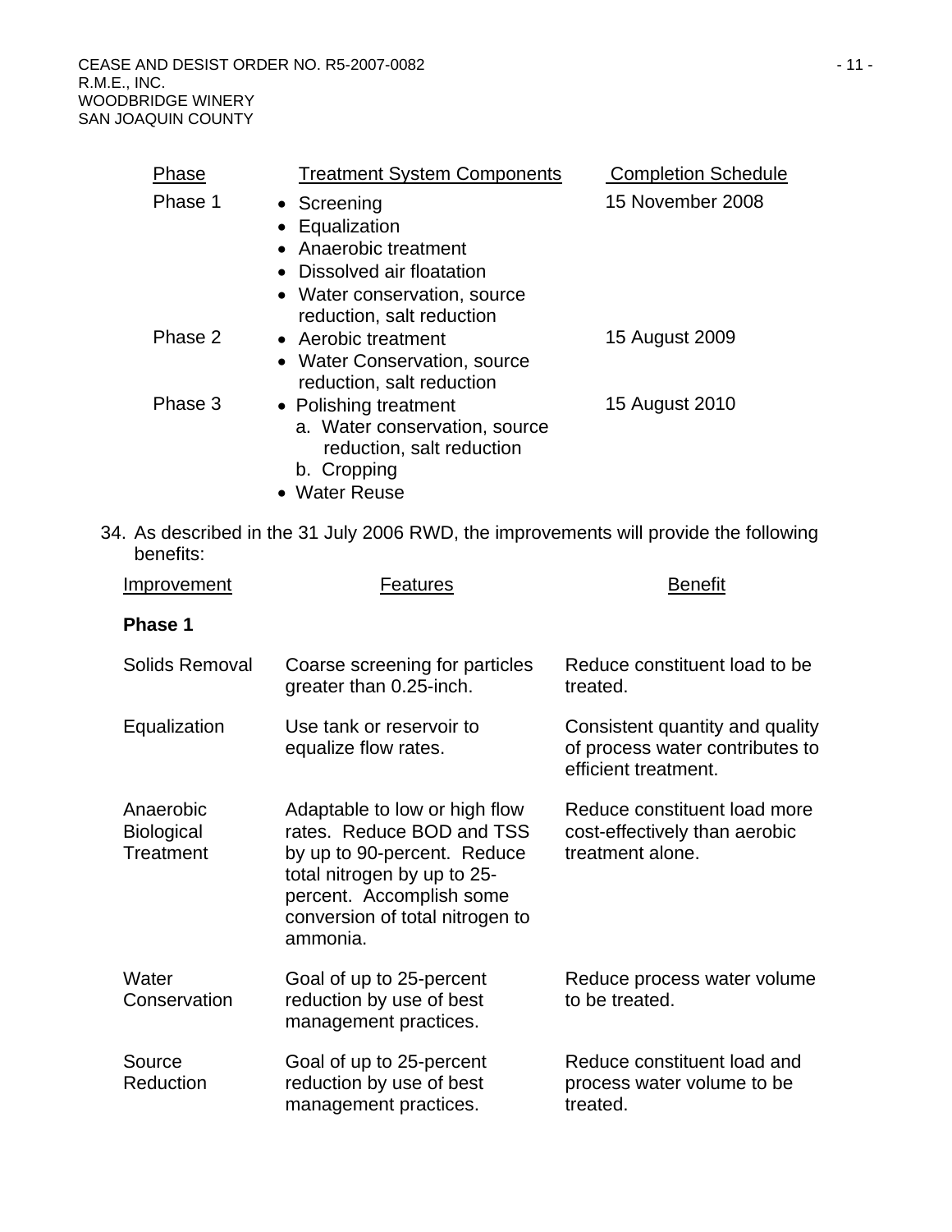| Phase | Treatment System Components | Completion Schedule |
|---|---|---|
| Phase 1 | • Screening<br>• Equalization<br>• Anaerobic treatment<br>• Dissolved air floatation<br>• Water conservation, source reduction, salt reduction | 15 November 2008 |
| Phase 2 | • Aerobic treatment<br>• Water Conservation, source reduction, salt reduction | 15 August 2009 |
| Phase 3 | • Polishing treatment<br>a. Water conservation, source reduction, salt reduction<br>b. Cropping<br>• Water Reuse | 15 August 2010 |

34. As described in the 31 July 2006 RWD, the improvements will provide the following benefits:

| Improvement | Features | Benefit |
|---|---|---|
| **Phase 1** | | |
| Solids Removal | Coarse screening for particles greater than 0.25-inch. | Reduce constituent load to be treated. |
| Equalization | Use tank or reservoir to equalize flow rates. | Consistent quantity and quality of process water contributes to efficient treatment. |
| Anaerobic Biological Treatment | Adaptable to low or high flow rates. Reduce BOD and TSS by up to 90-percent. Reduce total nitrogen by up to 25-percent. Accomplish some conversion of total nitrogen to ammonia. | Reduce constituent load more cost-effectively than aerobic treatment alone. |
| Water Conservation | Goal of up to 25-percent reduction by use of best management practices. | Reduce process water volume to be treated. |
| Source Reduction | Goal of up to 25-percent reduction by use of best management practices. | Reduce constituent load and process water volume to be treated. |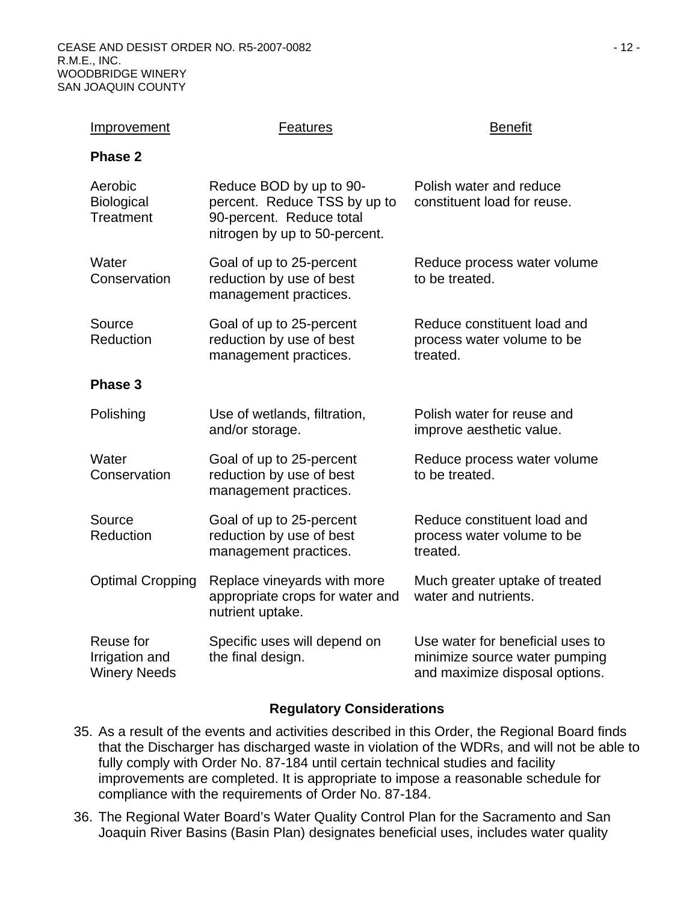| Improvement | Features | Benefit |
|---|---|---|
| **Phase 2** | | |
| Aerobic Biological Treatment | Reduce BOD by up to 90-percent. Reduce TSS by up to 90-percent. Reduce total nitrogen by up to 50-percent. | Polish water and reduce constituent load for reuse. |
| Water Conservation | Goal of up to 25-percent reduction by use of best management practices. | Reduce process water volume to be treated. |
| Source Reduction | Goal of up to 25-percent reduction by use of best management practices. | Reduce constituent load and process water volume to be treated. |
| **Phase 3** | | |
| Polishing | Use of wetlands, filtration, and/or storage. | Polish water for reuse and improve aesthetic value. |
| Water Conservation | Goal of up to 25-percent reduction by use of best management practices. | Reduce process water volume to be treated. |
| Source Reduction | Goal of up to 25-percent reduction by use of best management practices. | Reduce constituent load and process water volume to be treated. |
| Optimal Cropping | Replace vineyards with more appropriate crops for water and nutrient uptake. | Much greater uptake of treated water and nutrients. |
| Reuse for Irrigation and Winery Needs | Specific uses will depend on the final design. | Use water for beneficial uses to minimize source water pumping and maximize disposal options. |

## Regulatory Considerations

35. As a result of the events and activities described in this Order, the Regional Board finds that the Discharger has discharged waste in violation of the WDRs, and will not be able to fully comply with Order No. 87-184 until certain technical studies and facility improvements are completed. It is appropriate to impose a reasonable schedule for compliance with the requirements of Order No. 87-184.

36. The Regional Water Board's Water Quality Control Plan for the Sacramento and San Joaquin River Basins (Basin Plan) designates beneficial uses, includes water quality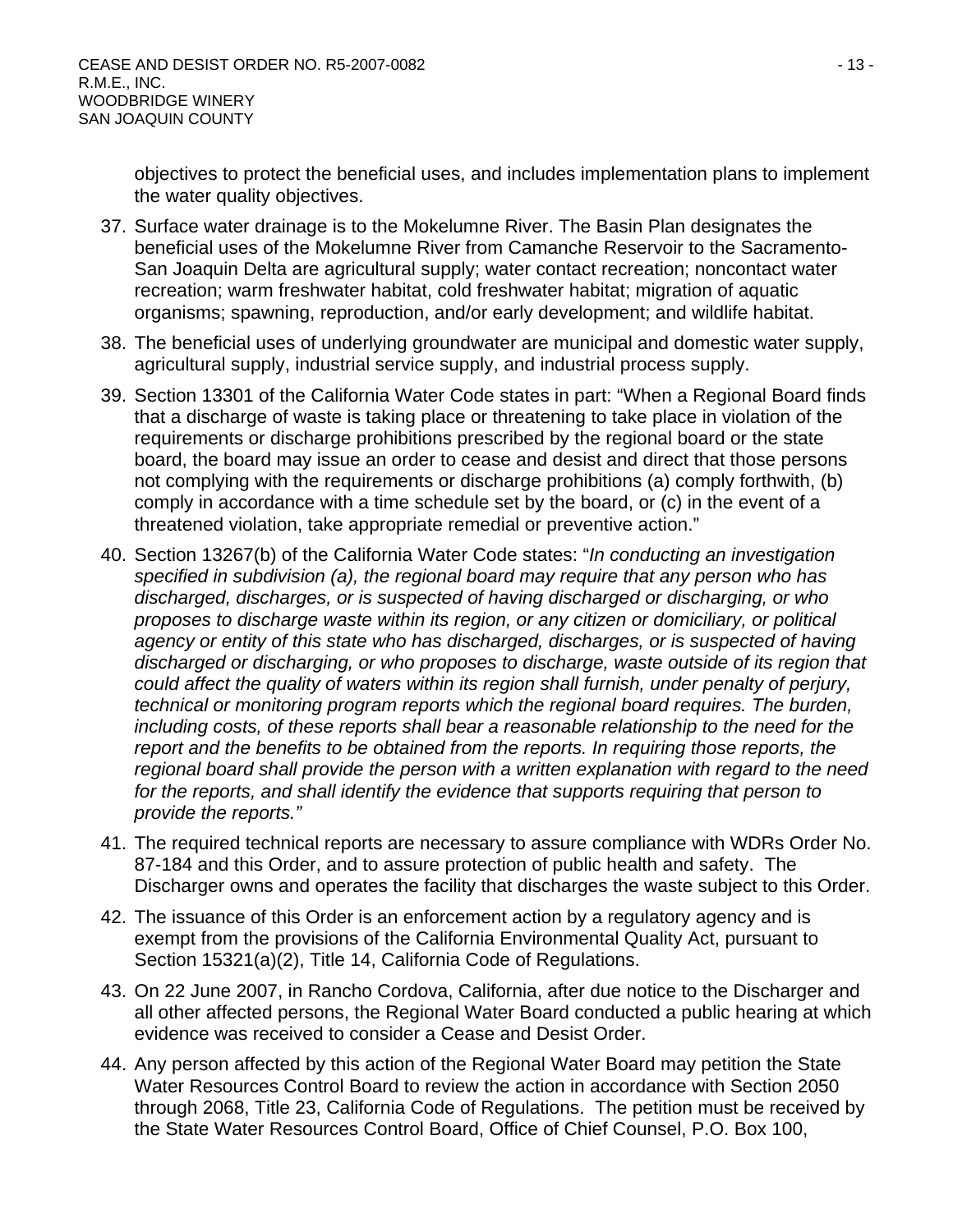objectives to protect the beneficial uses, and includes implementation plans to implement the water quality objectives.

37. Surface water drainage is to the Mokelumne River. The Basin Plan designates the beneficial uses of the Mokelumne River from Camanche Reservoir to the Sacramento-San Joaquin Delta are agricultural supply; water contact recreation; noncontact water recreation; warm freshwater habitat, cold freshwater habitat; migration of aquatic organisms; spawning, reproduction, and/or early development; and wildlife habitat.

38. The beneficial uses of underlying groundwater are municipal and domestic water supply, agricultural supply, industrial service supply, and industrial process supply.

39. Section 13301 of the California Water Code states in part: "When a Regional Board finds that a discharge of waste is taking place or threatening to take place in violation of the requirements or discharge prohibitions prescribed by the regional board or the state board, the board may issue an order to cease and desist and direct that those persons not complying with the requirements or discharge prohibitions (a) comply forthwith, (b) comply in accordance with a time schedule set by the board, or (c) in the event of a threatened violation, take appropriate remedial or preventive action."

40. Section 13267(b) of the California Water Code states: "*In conducting an investigation specified in subdivision (a), the regional board may require that any person who has discharged, discharges, or is suspected of having discharged or discharging, or who proposes to discharge waste within its region, or any citizen or domiciliary, or political agency or entity of this state who has discharged, discharges, or is suspected of having discharged or discharging, or who proposes to discharge, waste outside of its region that could affect the quality of waters within its region shall furnish, under penalty of perjury, technical or monitoring program reports which the regional board requires. The burden, including costs, of these reports shall bear a reasonable relationship to the need for the report and the benefits to be obtained from the reports. In requiring those reports, the regional board shall provide the person with a written explanation with regard to the need for the reports, and shall identify the evidence that supports requiring that person to provide the reports."*

41. The required technical reports are necessary to assure compliance with WDRs Order No. 87-184 and this Order, and to assure protection of public health and safety. The Discharger owns and operates the facility that discharges the waste subject to this Order.

42. The issuance of this Order is an enforcement action by a regulatory agency and is exempt from the provisions of the California Environmental Quality Act, pursuant to Section 15321(a)(2), Title 14, California Code of Regulations.

43. On 22 June 2007, in Rancho Cordova, California, after due notice to the Discharger and all other affected persons, the Regional Water Board conducted a public hearing at which evidence was received to consider a Cease and Desist Order.

44. Any person affected by this action of the Regional Water Board may petition the State Water Resources Control Board to review the action in accordance with Section 2050 through 2068, Title 23, California Code of Regulations. The petition must be received by the State Water Resources Control Board, Office of Chief Counsel, P.O. Box 100,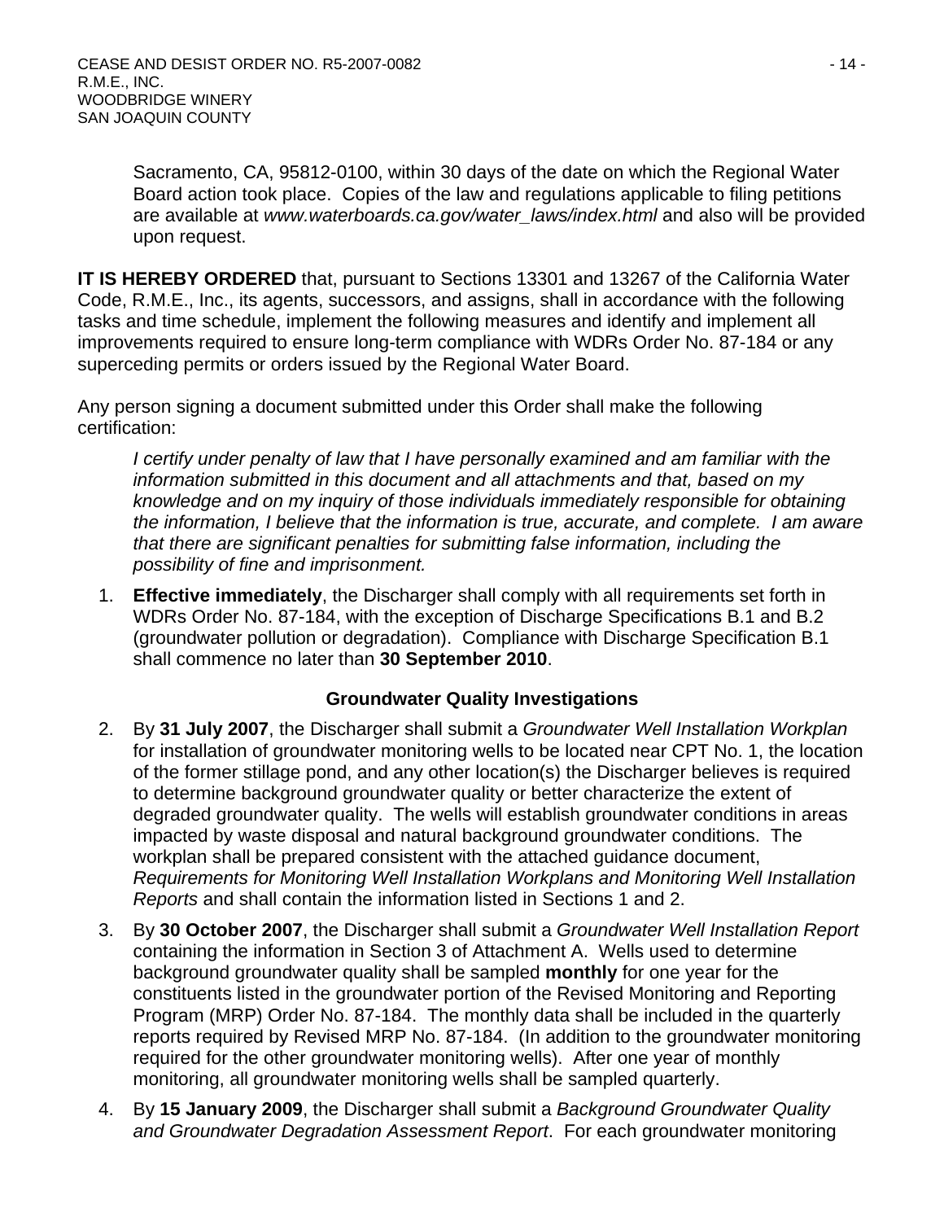Sacramento, CA, 95812-0100, within 30 days of the date on which the Regional Water Board action took place. Copies of the law and regulations applicable to filing petitions are available at *www.waterboards.ca.gov/water_laws/index.html* and also will be provided upon request.

**IT IS HEREBY ORDERED** that, pursuant to Sections 13301 and 13267 of the California Water Code, R.M.E., Inc., its agents, successors, and assigns, shall in accordance with the following tasks and time schedule, implement the following measures and identify and implement all improvements required to ensure long-term compliance with WDRs Order No. 87-184 or any superceding permits or orders issued by the Regional Water Board.

Any person signing a document submitted under this Order shall make the following certification:

> *I certify under penalty of law that I have personally examined and am familiar with the information submitted in this document and all attachments and that, based on my knowledge and on my inquiry of those individuals immediately responsible for obtaining the information, I believe that the information is true, accurate, and complete. I am aware that there are significant penalties for submitting false information, including the possibility of fine and imprisonment.*

1. **Effective immediately**, the Discharger shall comply with all requirements set forth in WDRs Order No. 87-184, with the exception of Discharge Specifications B.1 and B.2 (groundwater pollution or degradation). Compliance with Discharge Specification B.1 shall commence no later than **30 September 2010**.

**Groundwater Quality Investigations**

2. By **31 July 2007**, the Discharger shall submit a *Groundwater Well Installation Workplan* for installation of groundwater monitoring wells to be located near CPT No. 1, the location of the former stillage pond, and any other location(s) the Discharger believes is required to determine background groundwater quality or better characterize the extent of degraded groundwater quality. The wells will establish groundwater conditions in areas impacted by waste disposal and natural background groundwater conditions. The workplan shall be prepared consistent with the attached guidance document, *Requirements for Monitoring Well Installation Workplans and Monitoring Well Installation Reports* and shall contain the information listed in Sections 1 and 2.

3. By **30 October 2007**, the Discharger shall submit a *Groundwater Well Installation Report* containing the information in Section 3 of Attachment A. Wells used to determine background groundwater quality shall be sampled **monthly** for one year for the constituents listed in the groundwater portion of the Revised Monitoring and Reporting Program (MRP) Order No. 87-184. The monthly data shall be included in the quarterly reports required by Revised MRP No. 87-184. (In addition to the groundwater monitoring required for the other groundwater monitoring wells). After one year of monthly monitoring, all groundwater monitoring wells shall be sampled quarterly.

4. By **15 January 2009**, the Discharger shall submit a *Background Groundwater Quality and Groundwater Degradation Assessment Report*. For each groundwater monitoring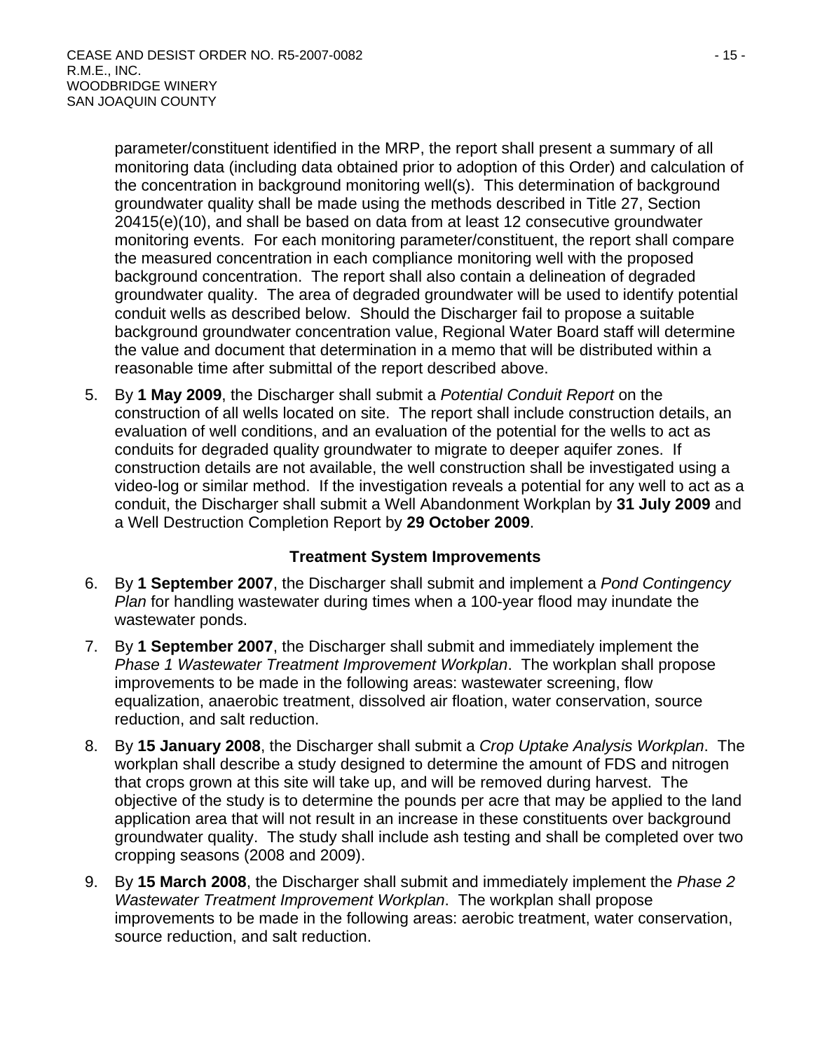parameter/constituent identified in the MRP, the report shall present a summary of all monitoring data (including data obtained prior to adoption of this Order) and calculation of the concentration in background monitoring well(s). This determination of background groundwater quality shall be made using the methods described in Title 27, Section 20415(e)(10), and shall be based on data from at least 12 consecutive groundwater monitoring events. For each monitoring parameter/constituent, the report shall compare the measured concentration in each compliance monitoring well with the proposed background concentration. The report shall also contain a delineation of degraded groundwater quality. The area of degraded groundwater will be used to identify potential conduit wells as described below. Should the Discharger fail to propose a suitable background groundwater concentration value, Regional Water Board staff will determine the value and document that determination in a memo that will be distributed within a reasonable time after submittal of the report described above.

5. By **1 May 2009**, the Discharger shall submit a *Potential Conduit Report* on the construction of all wells located on site. The report shall include construction details, an evaluation of well conditions, and an evaluation of the potential for the wells to act as conduits for degraded quality groundwater to migrate to deeper aquifer zones. If construction details are not available, the well construction shall be investigated using a video-log or similar method. If the investigation reveals a potential for any well to act as a conduit, the Discharger shall submit a Well Abandonment Workplan by **31 July 2009** and a Well Destruction Completion Report by **29 October 2009**.

**Treatment System Improvements**

6. By **1 September 2007**, the Discharger shall submit and implement a *Pond Contingency Plan* for handling wastewater during times when a 100-year flood may inundate the wastewater ponds.

7. By **1 September 2007**, the Discharger shall submit and immediately implement the *Phase 1 Wastewater Treatment Improvement Workplan*. The workplan shall propose improvements to be made in the following areas: wastewater screening, flow equalization, anaerobic treatment, dissolved air floation, water conservation, source reduction, and salt reduction.

8. By **15 January 2008**, the Discharger shall submit a *Crop Uptake Analysis Workplan*. The workplan shall describe a study designed to determine the amount of FDS and nitrogen that crops grown at this site will take up, and will be removed during harvest. The objective of the study is to determine the pounds per acre that may be applied to the land application area that will not result in an increase in these constituents over background groundwater quality. The study shall include ash testing and shall be completed over two cropping seasons (2008 and 2009).

9. By **15 March 2008**, the Discharger shall submit and immediately implement the *Phase 2 Wastewater Treatment Improvement Workplan*. The workplan shall propose improvements to be made in the following areas: aerobic treatment, water conservation, source reduction, and salt reduction.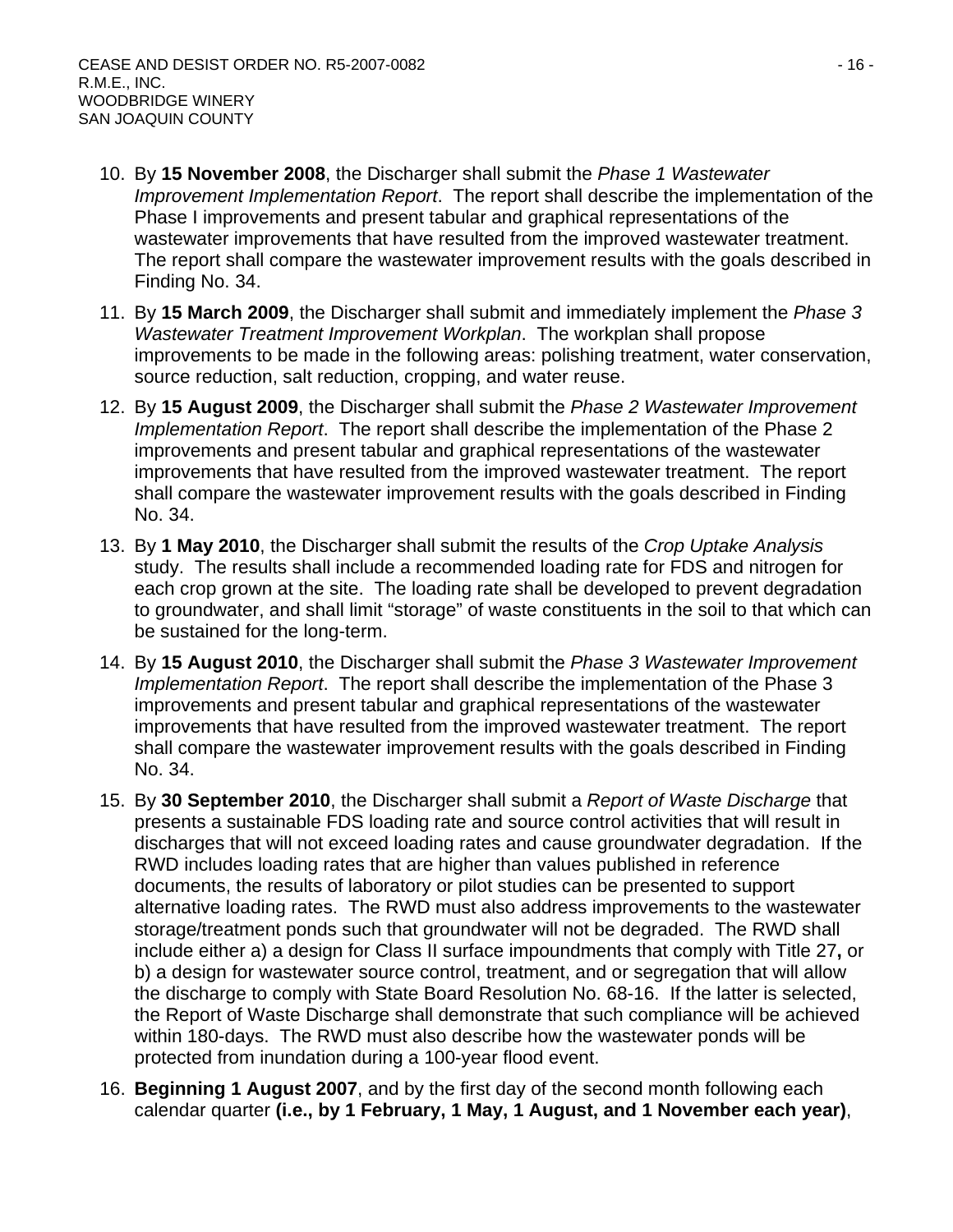10. By **15 November 2008**, the Discharger shall submit the *Phase 1 Wastewater Improvement Implementation Report*. The report shall describe the implementation of the Phase I improvements and present tabular and graphical representations of the wastewater improvements that have resulted from the improved wastewater treatment. The report shall compare the wastewater improvement results with the goals described in Finding No. 34.

11. By **15 March 2009**, the Discharger shall submit and immediately implement the *Phase 3 Wastewater Treatment Improvement Workplan*. The workplan shall propose improvements to be made in the following areas: polishing treatment, water conservation, source reduction, salt reduction, cropping, and water reuse.

12. By **15 August 2009**, the Discharger shall submit the *Phase 2 Wastewater Improvement Implementation Report*. The report shall describe the implementation of the Phase 2 improvements and present tabular and graphical representations of the wastewater improvements that have resulted from the improved wastewater treatment. The report shall compare the wastewater improvement results with the goals described in Finding No. 34.

13. By **1 May 2010**, the Discharger shall submit the results of the *Crop Uptake Analysis* study. The results shall include a recommended loading rate for FDS and nitrogen for each crop grown at the site. The loading rate shall be developed to prevent degradation to groundwater, and shall limit "storage" of waste constituents in the soil to that which can be sustained for the long-term.

14. By **15 August 2010**, the Discharger shall submit the *Phase 3 Wastewater Improvement Implementation Report*. The report shall describe the implementation of the Phase 3 improvements and present tabular and graphical representations of the wastewater improvements that have resulted from the improved wastewater treatment. The report shall compare the wastewater improvement results with the goals described in Finding No. 34.

15. By **30 September 2010**, the Discharger shall submit a *Report of Waste Discharge* that presents a sustainable FDS loading rate and source control activities that will result in discharges that will not exceed loading rates and cause groundwater degradation. If the RWD includes loading rates that are higher than values published in reference documents, the results of laboratory or pilot studies can be presented to support alternative loading rates. The RWD must also address improvements to the wastewater storage/treatment ponds such that groundwater will not be degraded. The RWD shall include either a) a design for Class II surface impoundments that comply with Title 27**,** or b) a design for wastewater source control, treatment, and or segregation that will allow the discharge to comply with State Board Resolution No. 68-16. If the latter is selected, the Report of Waste Discharge shall demonstrate that such compliance will be achieved within 180-days. The RWD must also describe how the wastewater ponds will be protected from inundation during a 100-year flood event.

16. **Beginning 1 August 2007**, and by the first day of the second month following each calendar quarter **(i.e., by 1 February, 1 May, 1 August, and 1 November each year)**,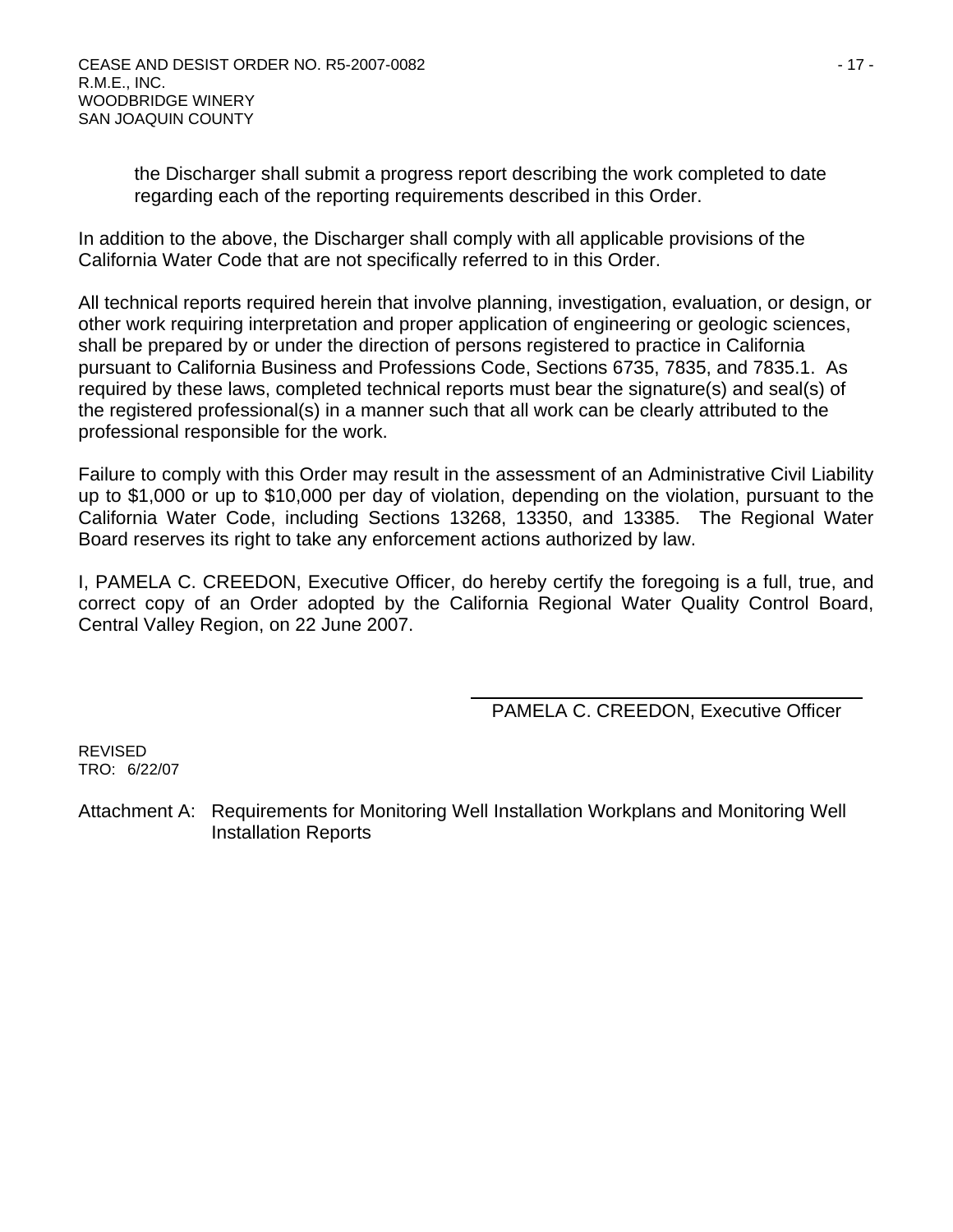the Discharger shall submit a progress report describing the work completed to date regarding each of the reporting requirements described in this Order.

In addition to the above, the Discharger shall comply with all applicable provisions of the California Water Code that are not specifically referred to in this Order.

All technical reports required herein that involve planning, investigation, evaluation, or design, or other work requiring interpretation and proper application of engineering or geologic sciences, shall be prepared by or under the direction of persons registered to practice in California pursuant to California Business and Professions Code, Sections 6735, 7835, and 7835.1. As required by these laws, completed technical reports must bear the signature(s) and seal(s) of the registered professional(s) in a manner such that all work can be clearly attributed to the professional responsible for the work.

Failure to comply with this Order may result in the assessment of an Administrative Civil Liability up to $1,000 or up to $10,000 per day of violation, depending on the violation, pursuant to the California Water Code, including Sections 13268, 13350, and 13385. The Regional Water Board reserves its right to take any enforcement actions authorized by law.

I, PAMELA C. CREEDON, Executive Officer, do hereby certify the foregoing is a full, true, and correct copy of an Order adopted by the California Regional Water Quality Control Board, Central Valley Region, on 22 June 2007.

PAMELA C. CREEDON, Executive Officer

REVISED
TRO: 6/22/07

Attachment A: Requirements for Monitoring Well Installation Workplans and Monitoring Well Installation Reports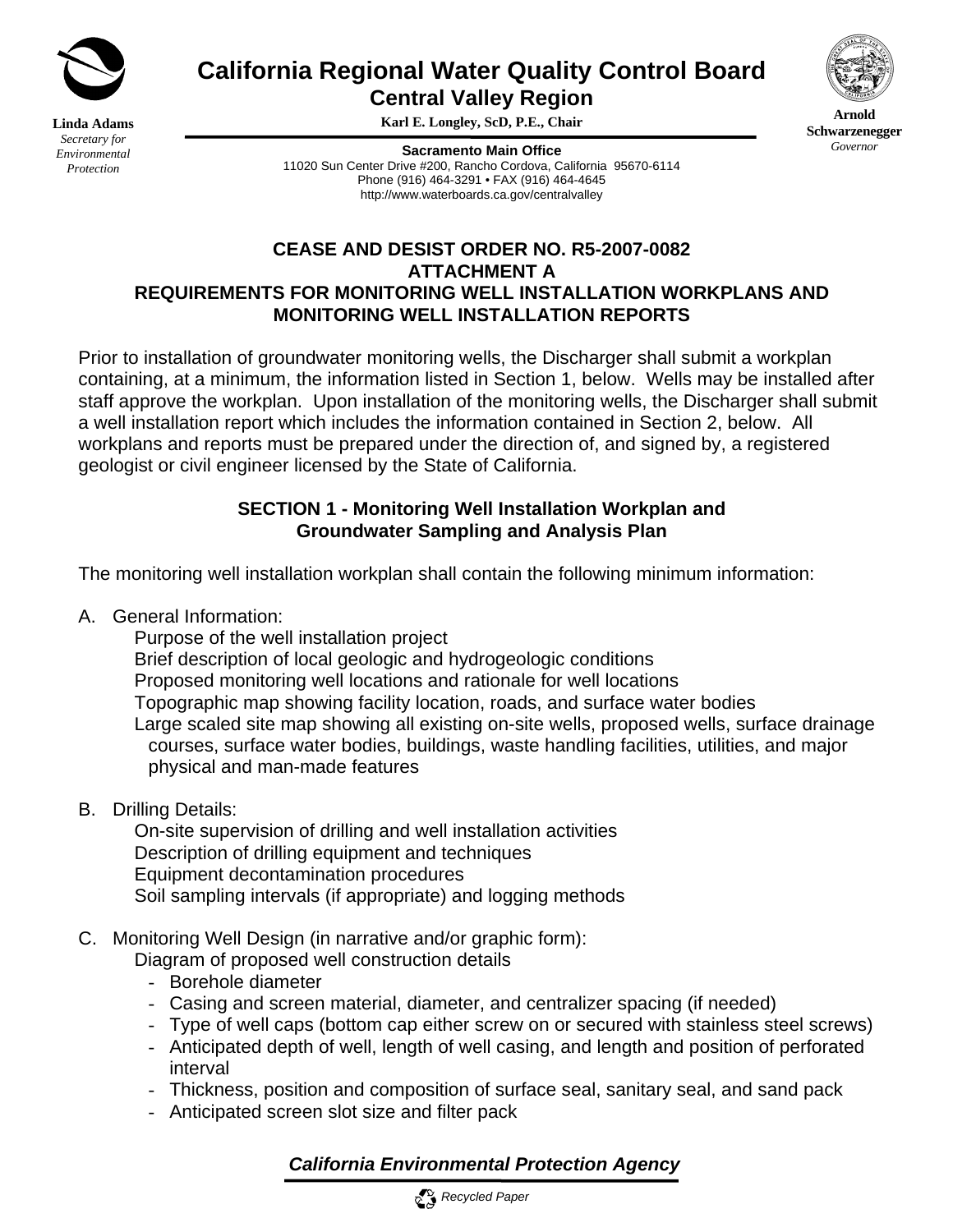**California Regional Water Quality Control Board**
**Central Valley Region**
**Karl E. Longley, ScD, P.E., Chair**

**Linda Adams**
*Secretary for Environmental Protection*

**Arnold Schwarzenegger**
*Governor*

**Sacramento Main Office**
11020 Sun Center Drive #200, Rancho Cordova, California 95670-6114
Phone (916) 464-3291 • FAX (916) 464-4645
http://www.waterboards.ca.gov/centralvalley

# CEASE AND DESIST ORDER NO. R5-2007-0082
# ATTACHMENT A
# REQUIREMENTS FOR MONITORING WELL INSTALLATION WORKPLANS AND MONITORING WELL INSTALLATION REPORTS

Prior to installation of groundwater monitoring wells, the Discharger shall submit a workplan containing, at a minimum, the information listed in Section 1, below. Wells may be installed after staff approve the workplan. Upon installation of the monitoring wells, the Discharger shall submit a well installation report which includes the information contained in Section 2, below. All workplans and reports must be prepared under the direction of, and signed by, a registered geologist or civil engineer licensed by the State of California.

## SECTION 1 - Monitoring Well Installation Workplan and Groundwater Sampling and Analysis Plan

The monitoring well installation workplan shall contain the following minimum information:

A. General Information:

Purpose of the well installation project
Brief description of local geologic and hydrogeologic conditions
Proposed monitoring well locations and rationale for well locations
Topographic map showing facility location, roads, and surface water bodies
Large scaled site map showing all existing on-site wells, proposed wells, surface drainage courses, surface water bodies, buildings, waste handling facilities, utilities, and major physical and man-made features

B. Drilling Details:

On-site supervision of drilling and well installation activities
Description of drilling equipment and techniques
Equipment decontamination procedures
Soil sampling intervals (if appropriate) and logging methods

C. Monitoring Well Design (in narrative and/or graphic form):

Diagram of proposed well construction details

- Borehole diameter
- Casing and screen material, diameter, and centralizer spacing (if needed)
- Type of well caps (bottom cap either screw on or secured with stainless steel screws)
- Anticipated depth of well, length of well casing, and length and position of perforated interval
- Thickness, position and composition of surface seal, sanitary seal, and sand pack
- Anticipated screen slot size and filter pack

*California Environmental Protection Agency*

*Recycled Paper*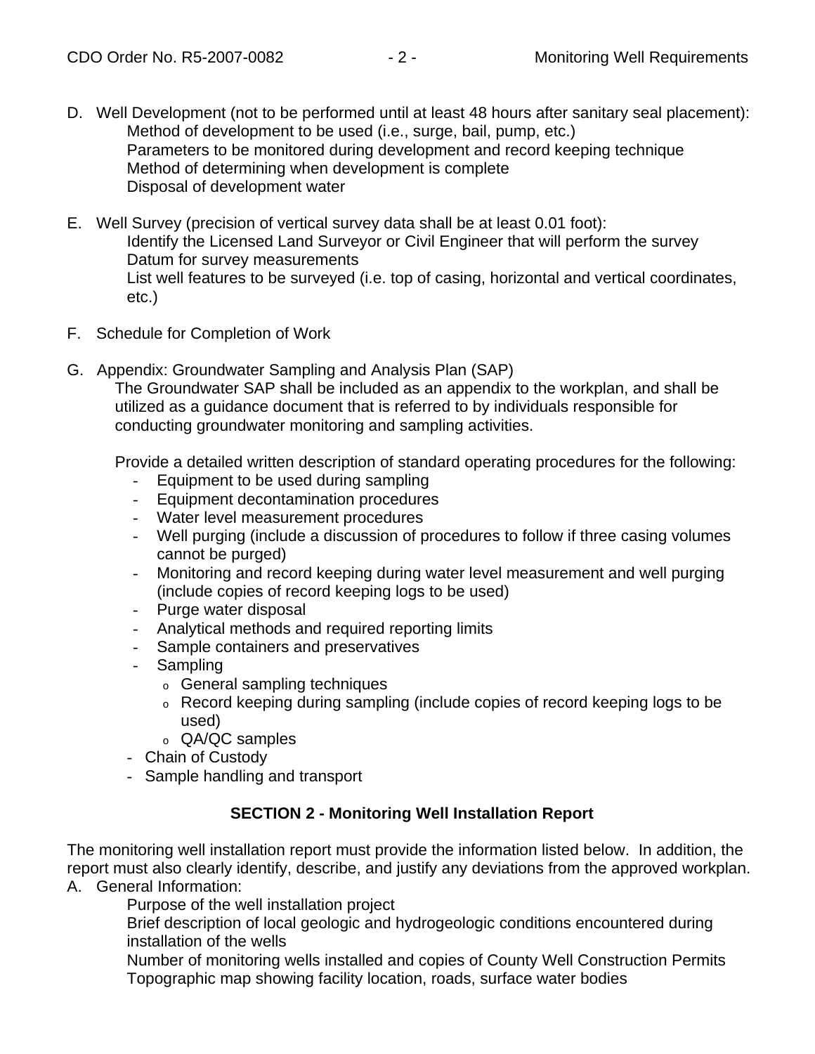D. Well Development (not to be performed until at least 48 hours after sanitary seal placement):
   Method of development to be used (i.e., surge, bail, pump, etc.)
   Parameters to be monitored during development and record keeping technique
   Method of determining when development is complete
   Disposal of development water

E. Well Survey (precision of vertical survey data shall be at least 0.01 foot):
   Identify the Licensed Land Surveyor or Civil Engineer that will perform the survey
   Datum for survey measurements
   List well features to be surveyed (i.e. top of casing, horizontal and vertical coordinates, etc.)

F. Schedule for Completion of Work

G. Appendix: Groundwater Sampling and Analysis Plan (SAP)
   The Groundwater SAP shall be included as an appendix to the workplan, and shall be utilized as a guidance document that is referred to by individuals responsible for conducting groundwater monitoring and sampling activities.

   Provide a detailed written description of standard operating procedures for the following:
   - Equipment to be used during sampling
   - Equipment decontamination procedures
   - Water level measurement procedures
   - Well purging (include a discussion of procedures to follow if three casing volumes cannot be purged)
   - Monitoring and record keeping during water level measurement and well purging (include copies of record keeping logs to be used)
   - Purge water disposal
   - Analytical methods and required reporting limits
   - Sample containers and preservatives
   - Sampling
     - General sampling techniques
     - Record keeping during sampling (include copies of record keeping logs to be used)
     - QA/QC samples
   - Chain of Custody
   - Sample handling and transport

## SECTION 2 - Monitoring Well Installation Report

The monitoring well installation report must provide the information listed below. In addition, the report must also clearly identify, describe, and justify any deviations from the approved workplan.

A. General Information:
   Purpose of the well installation project
   Brief description of local geologic and hydrogeologic conditions encountered during installation of the wells
   Number of monitoring wells installed and copies of County Well Construction Permits
   Topographic map showing facility location, roads, surface water bodies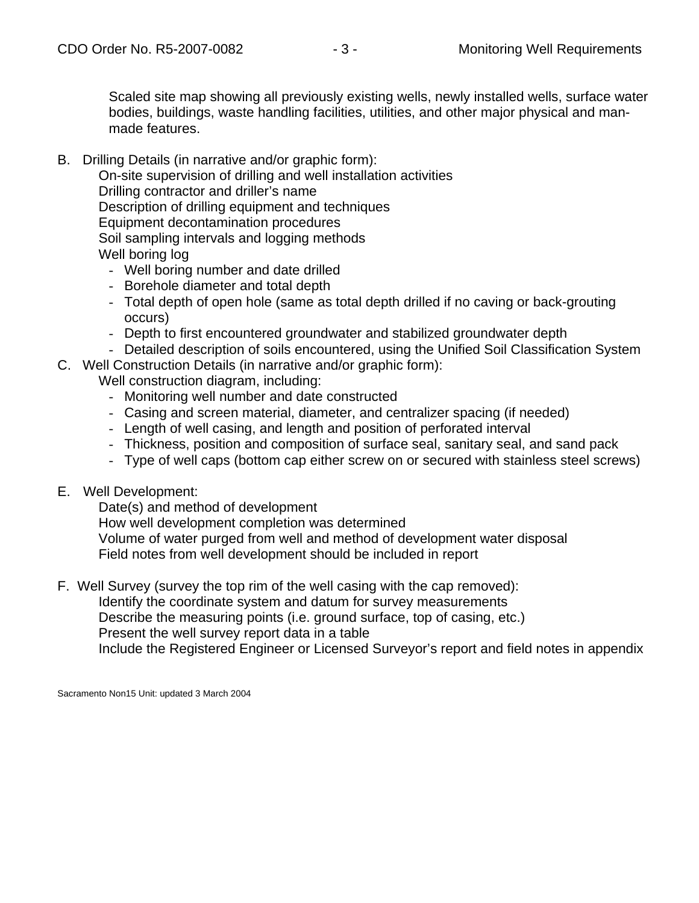Scaled site map showing all previously existing wells, newly installed wells, surface water bodies, buildings, waste handling facilities, utilities, and other major physical and man-made features.

B. Drilling Details (in narrative and/or graphic form):

On-site supervision of drilling and well installation activities
Drilling contractor and driller's name
Description of drilling equipment and techniques
Equipment decontamination procedures
Soil sampling intervals and logging methods
Well boring log

- Well boring number and date drilled
- Borehole diameter and total depth
- Total depth of open hole (same as total depth drilled if no caving or back-grouting occurs)
- Depth to first encountered groundwater and stabilized groundwater depth
- Detailed description of soils encountered, using the Unified Soil Classification System

C. Well Construction Details (in narrative and/or graphic form):

Well construction diagram, including:

- Monitoring well number and date constructed
- Casing and screen material, diameter, and centralizer spacing (if needed)
- Length of well casing, and length and position of perforated interval
- Thickness, position and composition of surface seal, sanitary seal, and sand pack
- Type of well caps (bottom cap either screw on or secured with stainless steel screws)

E. Well Development:

Date(s) and method of development
How well development completion was determined
Volume of water purged from well and method of development water disposal
Field notes from well development should be included in report

F. Well Survey (survey the top rim of the well casing with the cap removed):

Identify the coordinate system and datum for survey measurements
Describe the measuring points (i.e. ground surface, top of casing, etc.)
Present the well survey report data in a table
Include the Registered Engineer or Licensed Surveyor's report and field notes in appendix

Sacramento Non15 Unit: updated 3 March 2004